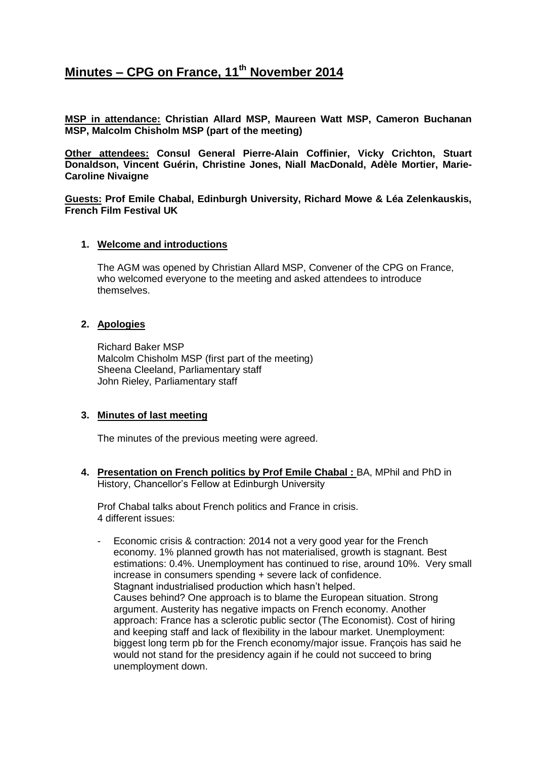# Minutes – CPG on France, 11th November 2014

**MSP in attendance: Christian Allard MSP, Maureen Watt MSP, Cameron Buchanan MSP, Malcolm Chisholm MSP (part of the meeting)**

**Other attendees: Consul General Pierre-Alain Coffinier, Vicky Crichton, Stuart Donaldson, Vincent Guérin, Christine Jones, Niall MacDonald, Adèle Mortier, Marie-Caroline Nivaigne**

**Guests: Prof Emile Chabal, Edinburgh University, Richard Mowe & Léa Zelenkauskis, French Film Festival UK**

1. **Welcome and introductions**

   The AGM was opened by Christian Allard MSP, Convener of the CPG on France, who welcomed everyone to the meeting and asked attendees to introduce themselves.

2. **Apologies**

   Richard Baker MSP
   Malcolm Chisholm MSP (first part of the meeting)
   Sheena Cleeland, Parliamentary staff
   John Rieley, Parliamentary staff

3. **Minutes of last meeting**

   The minutes of the previous meeting were agreed.

4. **Presentation on French politics by Prof Emile Chabal :** BA, MPhil and PhD in History, Chancellor's Fellow at Edinburgh University

   Prof Chabal talks about French politics and France in crisis.
   4 different issues:

   - Economic crisis & contraction: 2014 not a very good year for the French economy. 1% planned growth has not materialised, growth is stagnant. Best estimations: 0.4%. Unemployment has continued to rise, around 10%. Very small increase in consumers spending + severe lack of confidence.
     Stagnant industrialised production which hasn't helped.
     Causes behind? One approach is to blame the European situation. Strong argument. Austerity has negative impacts on French economy. Another approach: France has a sclerotic public sector (The Economist). Cost of hiring and keeping staff and lack of flexibility in the labour market. Unemployment: biggest long term pb for the French economy/major issue. François has said he would not stand for the presidency again if he could not succeed to bring unemployment down.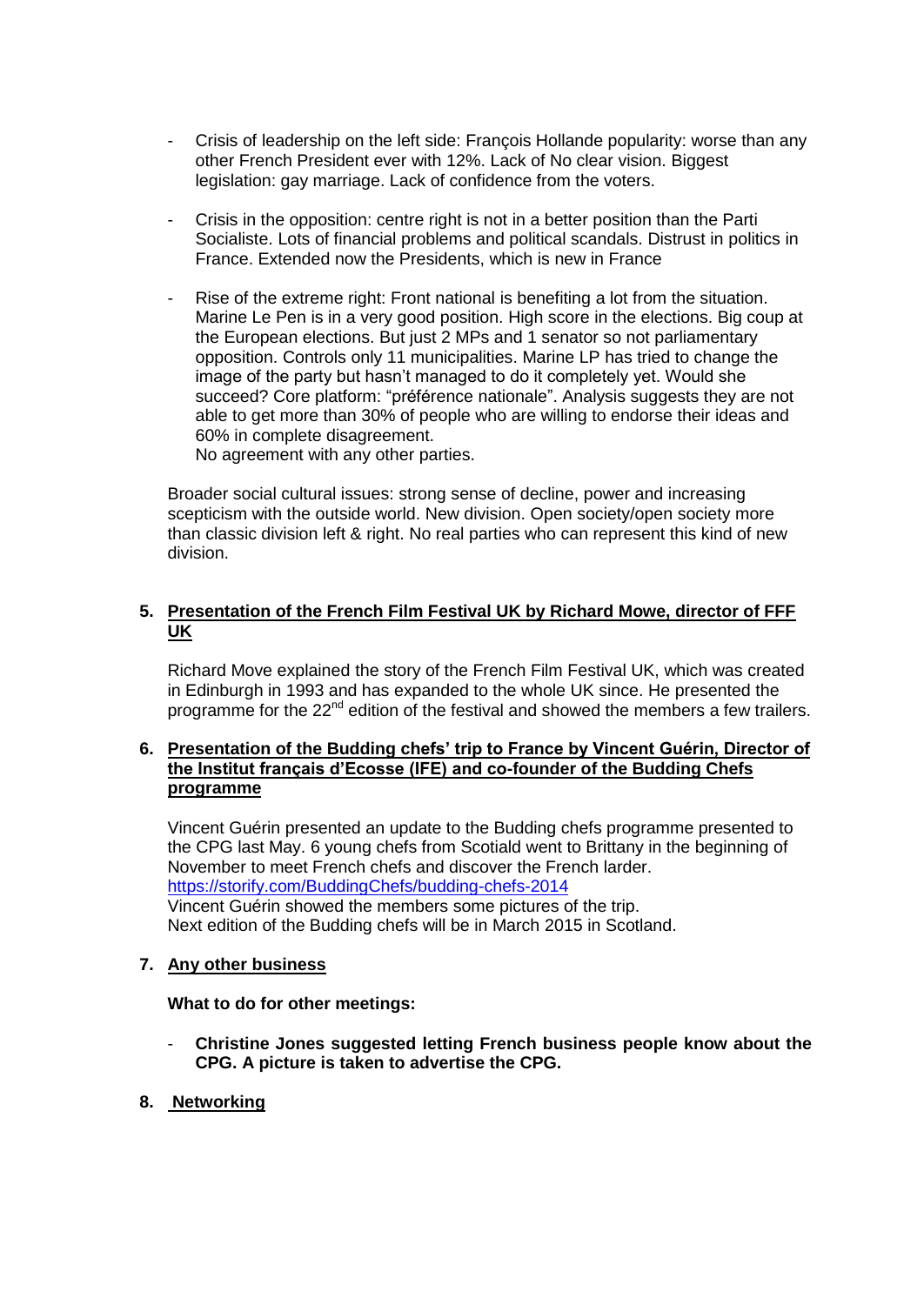- Crisis of leadership on the left side: François Hollande popularity: worse than any other French President ever with 12%. Lack of No clear vision. Biggest legislation: gay marriage. Lack of confidence from the voters.

- Crisis in the opposition: centre right is not in a better position than the Parti Socialiste. Lots of financial problems and political scandals. Distrust in politics in France. Extended now the Presidents, which is new in France

- Rise of the extreme right: Front national is benefiting a lot from the situation. Marine Le Pen is in a very good position. High score in the elections. Big coup at the European elections. But just 2 MPs and 1 senator so not parliamentary opposition. Controls only 11 municipalities. Marine LP has tried to change the image of the party but hasn't managed to do it completely yet. Would she succeed? Core platform: "préférence nationale". Analysis suggests they are not able to get more than 30% of people who are willing to endorse their ideas and 60% in complete disagreement.
  No agreement with any other parties.

Broader social cultural issues: strong sense of decline, power and increasing scepticism with the outside world. New division. Open society/open society more than classic division left & right. No real parties who can represent this kind of new division.

## 5. <u>Presentation of the French Film Festival UK by Richard Mowe, director of FFF UK</u>

Richard Move explained the story of the French Film Festival UK, which was created in Edinburgh in 1993 and has expanded to the whole UK since. He presented the programme for the 22nd edition of the festival and showed the members a few trailers.

## 6. <u>Presentation of the Budding chefs' trip to France by Vincent Guérin, Director of the Institut français d'Ecosse (IFE) and co-founder of the Budding Chefs programme</u>

Vincent Guérin presented an update to the Budding chefs programme presented to the CPG last May. 6 young chefs from Scotiald went to Brittany in the beginning of November to meet French chefs and discover the French larder.
https://storify.com/BuddingChefs/budding-chefs-2014
Vincent Guérin showed the members some pictures of the trip.
Next edition of the Budding chefs will be in March 2015 in Scotland.

## 7. <u>Any other business</u>

**What to do for other meetings:**

- **Christine Jones suggested letting French business people know about the CPG. A picture is taken to advertise the CPG.**

## 8. <u>Networking</u>